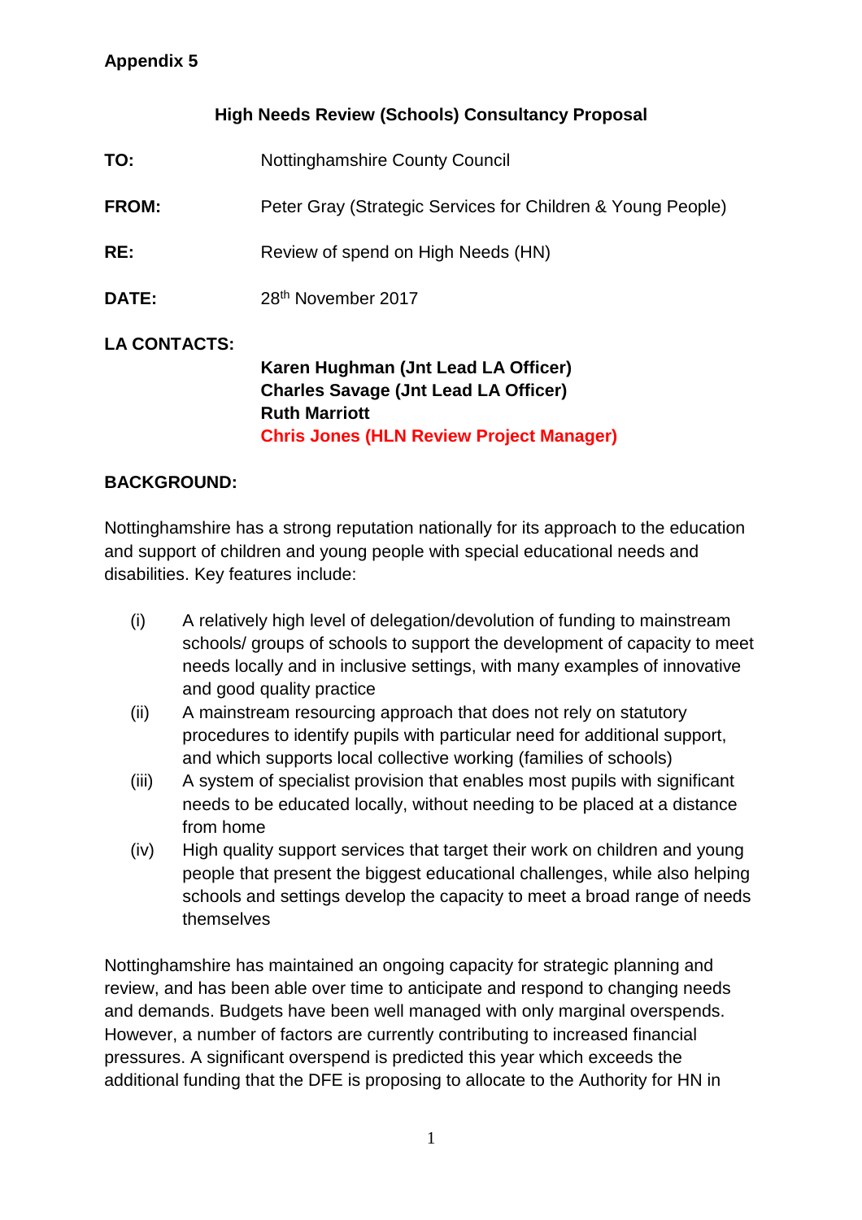**Appendix 5**

## High Needs Review (Schools) Consultancy Proposal

**TO:** Nottinghamshire County Council

**FROM:** Peter Gray (Strategic Services for Children & Young People)

**RE:** Review of spend on High Needs (HN)

**DATE:** 28th November 2017

**LA CONTACTS:**

**Karen Hughman (Jnt Lead LA Officer)**
**Charles Savage (Jnt Lead LA Officer)**
**Ruth Marriott**
**Chris Jones (HLN Review Project Manager)**

**BACKGROUND:**

Nottinghamshire has a strong reputation nationally for its approach to the education and support of children and young people with special educational needs and disabilities. Key features include:

(i) A relatively high level of delegation/devolution of funding to mainstream schools/ groups of schools to support the development of capacity to meet needs locally and in inclusive settings, with many examples of innovative and good quality practice

(ii) A mainstream resourcing approach that does not rely on statutory procedures to identify pupils with particular need for additional support, and which supports local collective working (families of schools)

(iii) A system of specialist provision that enables most pupils with significant needs to be educated locally, without needing to be placed at a distance from home

(iv) High quality support services that target their work on children and young people that present the biggest educational challenges, while also helping schools and settings develop the capacity to meet a broad range of needs themselves

Nottinghamshire has maintained an ongoing capacity for strategic planning and review, and has been able over time to anticipate and respond to changing needs and demands. Budgets have been well managed with only marginal overspends. However, a number of factors are currently contributing to increased financial pressures. A significant overspend is predicted this year which exceeds the additional funding that the DFE is proposing to allocate to the Authority for HN in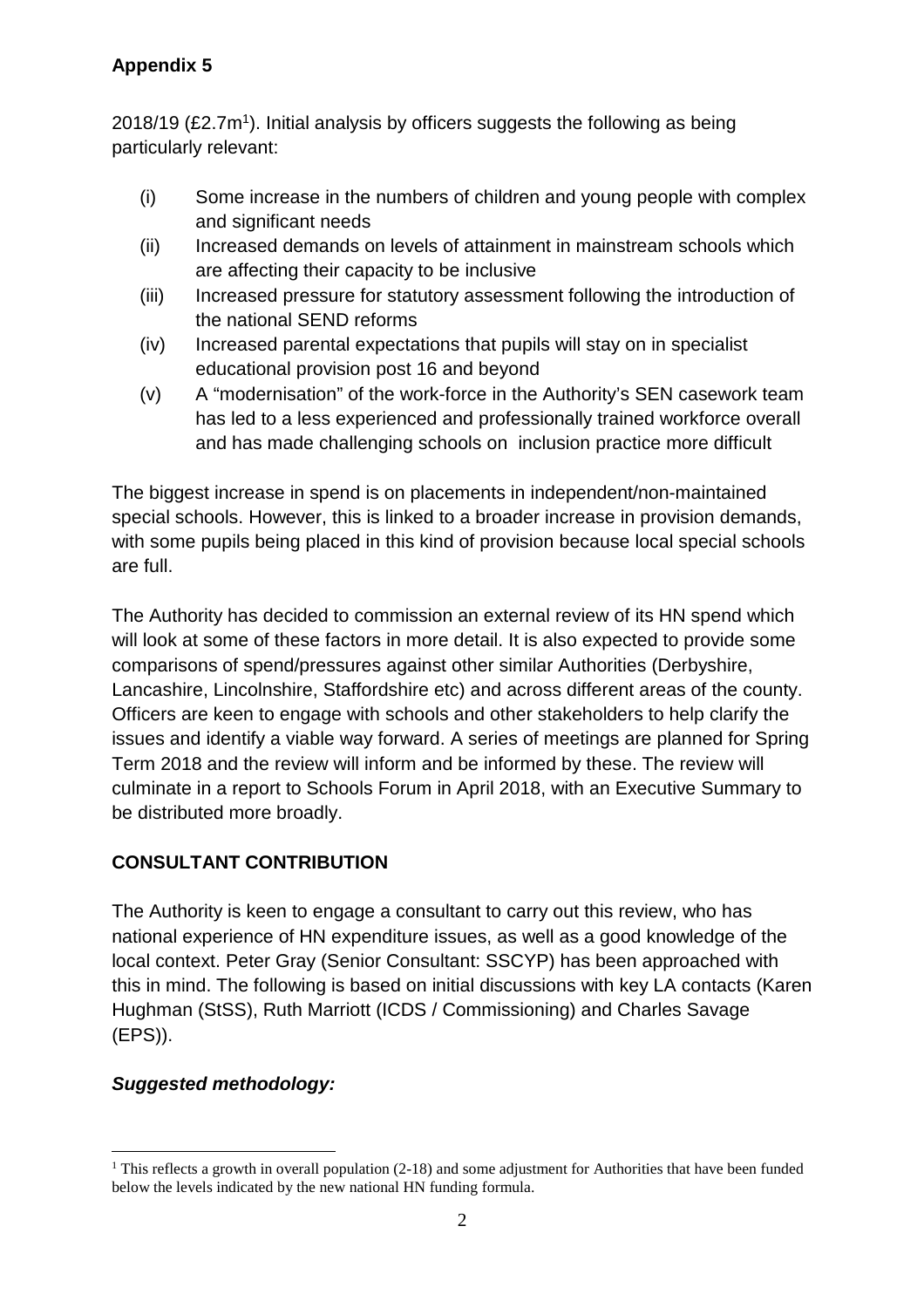**Appendix 5**

2018/19 (£2.7m[1]). Initial analysis by officers suggests the following as being particularly relevant:

(i) Some increase in the numbers of children and young people with complex and significant needs

(ii) Increased demands on levels of attainment in mainstream schools which are affecting their capacity to be inclusive

(iii) Increased pressure for statutory assessment following the introduction of the national SEND reforms

(iv) Increased parental expectations that pupils will stay on in specialist educational provision post 16 and beyond

(v) A "modernisation" of the work-force in the Authority's SEN casework team has led to a less experienced and professionally trained workforce overall and has made challenging schools on inclusion practice more difficult

The biggest increase in spend is on placements in independent/non-maintained special schools. However, this is linked to a broader increase in provision demands, with some pupils being placed in this kind of provision because local special schools are full.

The Authority has decided to commission an external review of its HN spend which will look at some of these factors in more detail. It is also expected to provide some comparisons of spend/pressures against other similar Authorities (Derbyshire, Lancashire, Lincolnshire, Staffordshire etc) and across different areas of the county. Officers are keen to engage with schools and other stakeholders to help clarify the issues and identify a viable way forward. A series of meetings are planned for Spring Term 2018 and the review will inform and be informed by these. The review will culminate in a report to Schools Forum in April 2018, with an Executive Summary to be distributed more broadly.

**CONSULTANT CONTRIBUTION**

The Authority is keen to engage a consultant to carry out this review, who has national experience of HN expenditure issues, as well as a good knowledge of the local context. Peter Gray (Senior Consultant: SSCYP) has been approached with this in mind. The following is based on initial discussions with key LA contacts (Karen Hughman (StSS), Ruth Marriott (ICDS / Commissioning) and Charles Savage (EPS)).

***Suggested methodology:***

[1] This reflects a growth in overall population (2-18) and some adjustment for Authorities that have been funded below the levels indicated by the new national HN funding formula.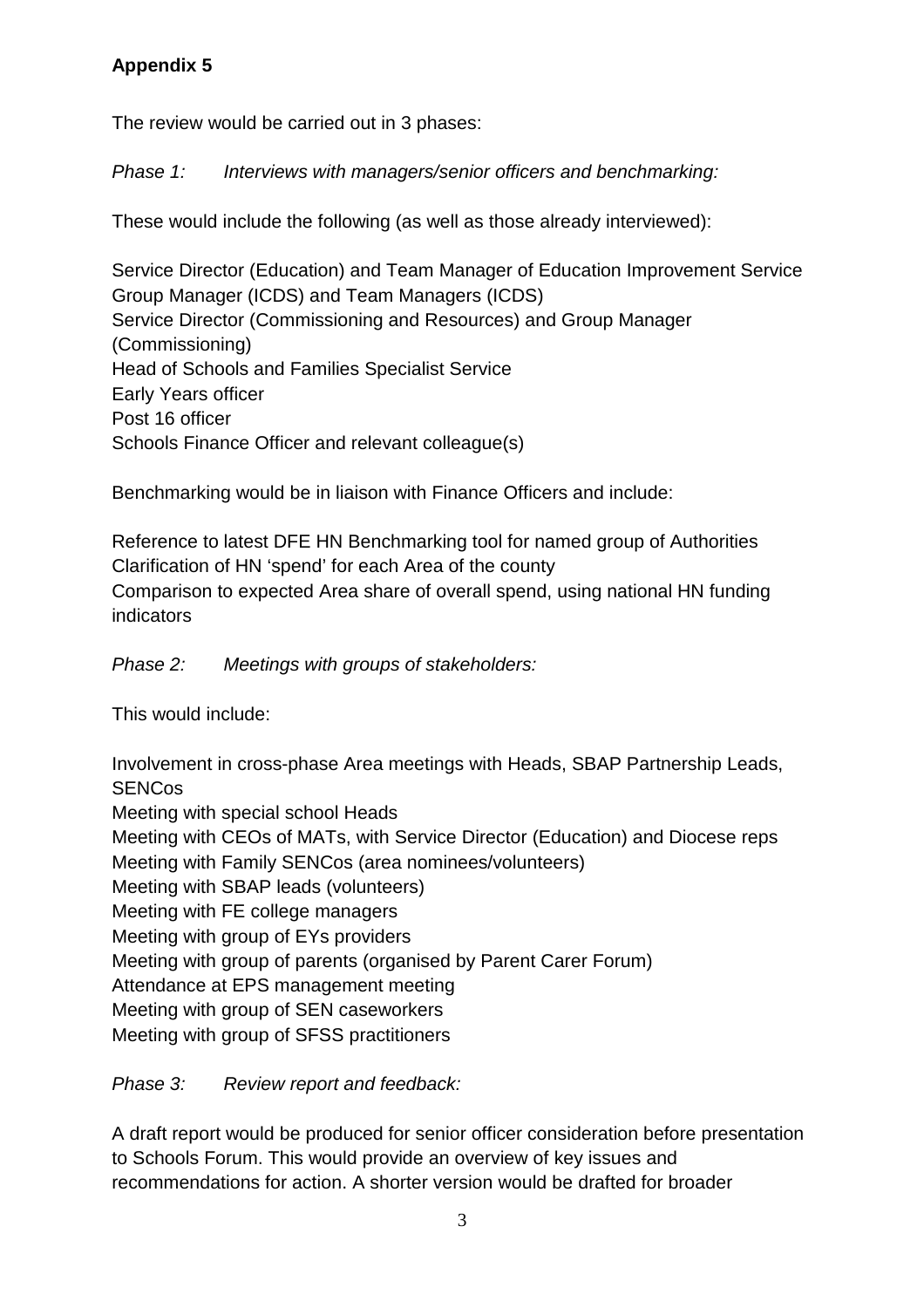**Appendix 5**

The review would be carried out in 3 phases:

*Phase 1: Interviews with managers/senior officers and benchmarking:*

These would include the following (as well as those already interviewed):

Service Director (Education) and Team Manager of Education Improvement Service
Group Manager (ICDS) and Team Managers (ICDS)
Service Director (Commissioning and Resources) and Group Manager (Commissioning)
Head of Schools and Families Specialist Service
Early Years officer
Post 16 officer
Schools Finance Officer and relevant colleague(s)

Benchmarking would be in liaison with Finance Officers and include:

Reference to latest DFE HN Benchmarking tool for named group of Authorities
Clarification of HN 'spend' for each Area of the county
Comparison to expected Area share of overall spend, using national HN funding indicators

*Phase 2: Meetings with groups of stakeholders:*

This would include:

Involvement in cross-phase Area meetings with Heads, SBAP Partnership Leads, SENCos
Meeting with special school Heads
Meeting with CEOs of MATs, with Service Director (Education) and Diocese reps
Meeting with Family SENCos (area nominees/volunteers)
Meeting with SBAP leads (volunteers)
Meeting with FE college managers
Meeting with group of EYs providers
Meeting with group of parents (organised by Parent Carer Forum)
Attendance at EPS management meeting
Meeting with group of SEN caseworkers
Meeting with group of SFSS practitioners

*Phase 3: Review report and feedback:*

A draft report would be produced for senior officer consideration before presentation to Schools Forum. This would provide an overview of key issues and recommendations for action. A shorter version would be drafted for broader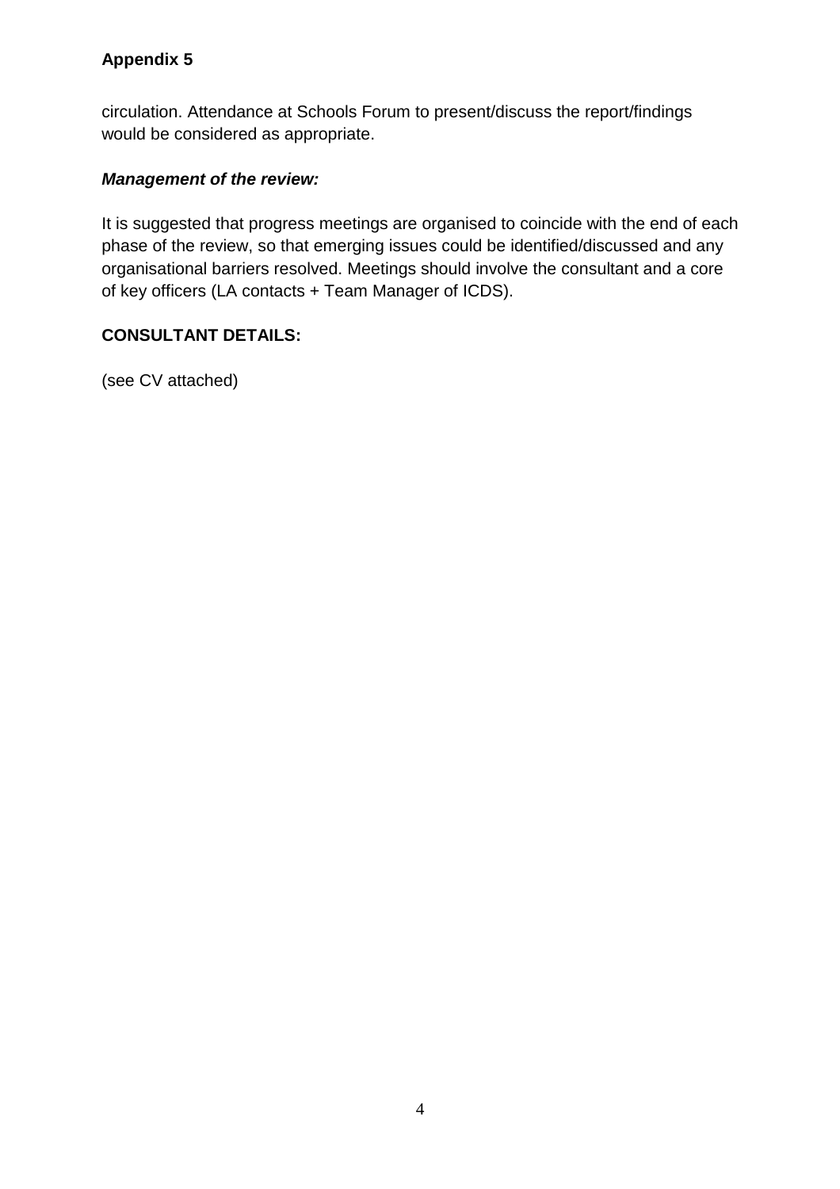circulation. Attendance at Schools Forum to present/discuss the report/findings would be considered as appropriate.

***Management of the review:***

It is suggested that progress meetings are organised to coincide with the end of each phase of the review, so that emerging issues could be identified/discussed and any organisational barriers resolved. Meetings should involve the consultant and a core of key officers (LA contacts + Team Manager of ICDS).

**CONSULTANT DETAILS:**

(see CV attached)